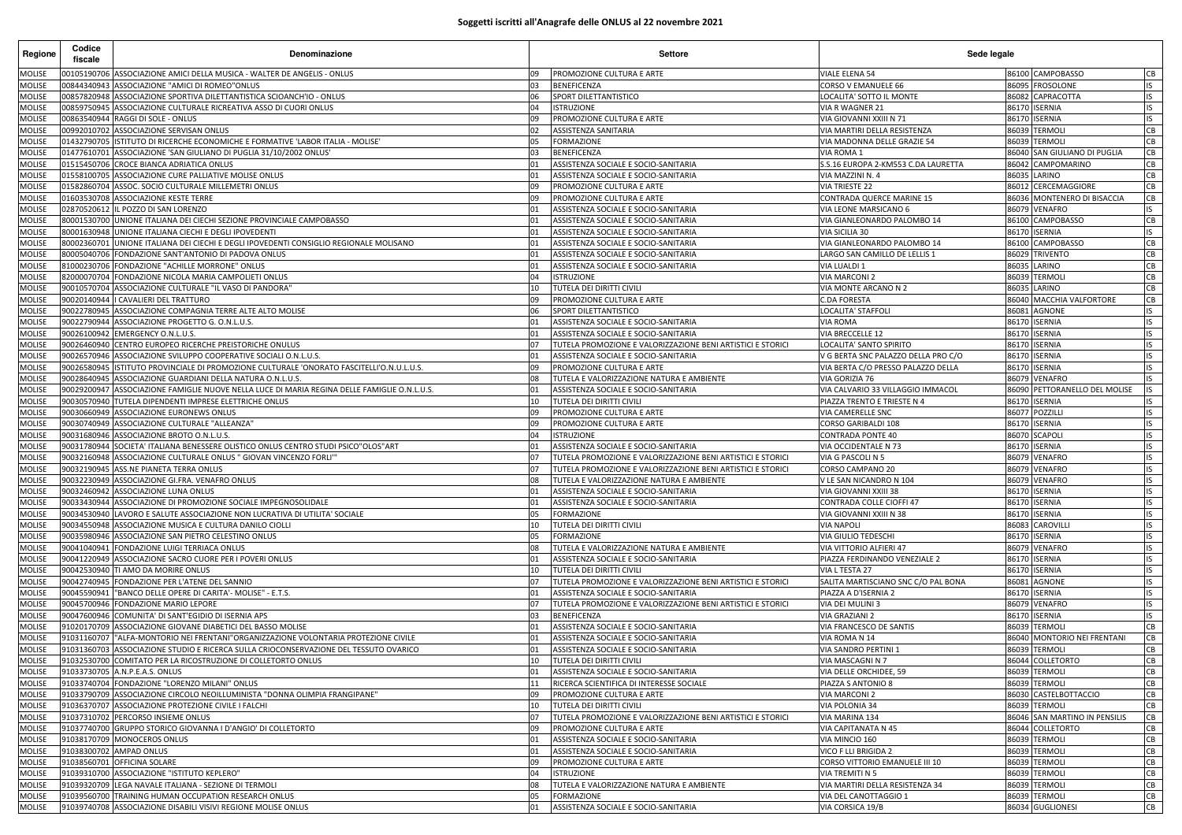## Soggetti iscritti all'Anagrafe delle ONLUS al 22 novembre 2021

| Regione | Codice fiscale | Denominazione | Settore | | Sede legale | | | |
|---|---|---|---|---|---|---|---|---|
| MOLISE | 00105190706 | ASSOCIAZIONE AMICI DELLA MUSICA - WALTER DE ANGELIS - ONLUS | 09 | PROMOZIONE CULTURA E ARTE | VIALE ELENA 54 | 86100 | CAMPOBASSO | CB |
| MOLISE | 00844340943 | ASSOCIAZIONE "AMICI DI ROMEO"ONLUS | 03 | BENEFICENZA | CORSO V EMANUELE 66 | 86095 | FROSOLONE | IS |
| MOLISE | 00857820948 | ASSOCIAZIONE SPORTIVA DILETTANTISTICA SCIOANCH'IO - ONLUS | 06 | SPORT DILETTANTISTICO | LOCALITA' SOTTO IL MONTE | 86082 | CAPRACOTTA | IS |
| MOLISE | 00859750945 | ASSOCIAZIONE CULTURALE RICREATIVA ASSO DI CUORI ONLUS | 04 | ISTRUZIONE | VIA R WAGNER 21 | 86170 | ISERNIA | IS |
| MOLISE | 00863540944 | RAGGI DI SOLE - ONLUS | 09 | PROMOZIONE CULTURA E ARTE | VIA GIOVANNI XXIII N 71 | 86170 | ISERNIA | IS |
| MOLISE | 00992010702 | ASSOCIAZIONE SERVISAN ONLUS | 02 | ASSISTENZA SANITARIA | VIA MARTIRI DELLA RESISTENZA | 86039 | TERMOLI | CB |
| MOLISE | 01432790705 | ISTITUTO DI RICERCHE ECONOMICHE E FORMATIVE 'LABOR ITALIA - MOLISE' | 05 | FORMAZIONE | VIA MADONNA DELLE GRAZIE 54 | 86039 | TERMOLI | CB |
| MOLISE | 01477610701 | ASSOCIAZIONE 'SAN GIULIANO DI PUGLIA 31/10/2002 ONLUS' | 03 | BENEFICENZA | VIA ROMA 1 | 86040 | SAN GIULIANO DI PUGLIA | CB |
| MOLISE | 01515450706 | CROCE BIANCA ADRIATICA ONLUS | 01 | ASSISTENZA SOCIALE E SOCIO-SANITARIA | S.S.16 EUROPA 2-KM553 C.DA LAURETTA | 86042 | CAMPOMARINO | CB |
| MOLISE | 01558100705 | ASSOCIAZIONE CURE PALLIATIVE MOLISE ONLUS | 01 | ASSISTENZA SOCIALE E SOCIO-SANITARIA | VIA MAZZINI N. 4 | 86035 | LARINO | CB |
| MOLISE | 01582860704 | ASSOC. SOCIO CULTURALE MILLEMETRI ONLUS | 09 | PROMOZIONE CULTURA E ARTE | VIA TRIESTE 22 | 86012 | CERCEMAGGIORE | CB |
| MOLISE | 01603530708 | ASSOCIAZIONE KESTE TERRE | 09 | PROMOZIONE CULTURA E ARTE | CONTRADA QUERCE MARINE 15 | 86036 | MONTENERO DI BISACCIA | CB |
| MOLISE | 02870520612 | IL POZZO DI SAN LORENZO | 01 | ASSISTENZA SOCIALE E SOCIO-SANITARIA | VIA LEONE MARSICANO 6 | 86079 | VENAFRO | IS |
| MOLISE | 80001530700 | UNIONE ITALIANA DEI CIECHI SEZIONE PROVINCIALE CAMPOBASSO | 01 | ASSISTENZA SOCIALE E SOCIO-SANITARIA | VIA GIANLEONARDO PALOMBO 14 | 86100 | CAMPOBASSO | CB |
| MOLISE | 80001630948 | UNIONE ITALIANA CIECHI E DEGLI IPOVEDENTI | 01 | ASSISTENZA SOCIALE E SOCIO-SANITARIA | VIA SICILIA 30 | 86170 | ISERNIA | IS |
| MOLISE | 80002360701 | UNIONE ITALIANA DEI CIECHI E DEGLI IPOVEDENTI CONSIGLIO REGIONALE MOLISANO | 01 | ASSISTENZA SOCIALE E SOCIO-SANITARIA | VIA GIANLEONARDO PALOMBO 14 | 86100 | CAMPOBASSO | CB |
| MOLISE | 80005040706 | FONDAZIONE SANT'ANTONIO DI PADOVA ONLUS | 01 | ASSISTENZA SOCIALE E SOCIO-SANITARIA | LARGO SAN CAMILLO DE LELLIS 1 | 86029 | TRIVENTO | CB |
| MOLISE | 81000230706 | FONDAZIONE "ACHILLE MORRONE" ONLUS | 01 | ASSISTENZA SOCIALE E SOCIO-SANITARIA | VIA LUALDI 1 | 86035 | LARINO | CB |
| MOLISE | 82000070704 | FONDAZIONE NICOLA MARIA CAMPOLIETI ONLUS | 04 | ISTRUZIONE | VIA MARCONI 2 | 86039 | TERMOLI | CB |
| MOLISE | 90010570704 | ASSOCIAZIONE CULTURALE "IL VASO DI PANDORA" | 10 | TUTELA DEI DIRITTI CIVILI | VIA MONTE ARCANO N 2 | 86035 | LARINO | CB |
| MOLISE | 90020140944 | I CAVALIERI DEL TRATTURO | 09 | PROMOZIONE CULTURA E ARTE | C.DA FORESTA | 86040 | MACCHIA VALFORTORE | CB |
| MOLISE | 90022780945 | ASSOCIAZIONE COMPAGNIA TERRE ALTE ALTO MOLISE | 06 | SPORT DILETTANTISTICO | LOCALITA' STAFFOLI | 86081 | AGNONE | IS |
| MOLISE | 90022790944 | ASSOCIAZIONE PROGETTO G. O.N.L.U.S. | 01 | ASSISTENZA SOCIALE E SOCIO-SANITARIA | VIA ROMA | 86170 | ISERNIA | IS |
| MOLISE | 90026100942 | EMERGENCY O.N.L.U.S. | 01 | ASSISTENZA SOCIALE E SOCIO-SANITARIA | VIA BRECCELLE 12 | 86170 | ISERNIA | IS |
| MOLISE | 90026460940 | CENTRO EUROPEO RICERCHE PREISTORICHE ONULUS | 07 | TUTELA PROMOZIONE E VALORIZZAZIONE BENI ARTISTICI E STORICI | LOCALITA' SANTO SPIRITO | 86170 | ISERNIA | IS |
| MOLISE | 90026570946 | ASSOCIAZIONE SVILUPPO COOPERATIVE SOCIALI O.N.L.U.S. | 01 | ASSISTENZA SOCIALE E SOCIO-SANITARIA | V G BERTA SNC PALAZZO DELLA PRO C/O | 86170 | ISERNIA | IS |
| MOLISE | 90026580945 | ISTITUTO PROVINCIALE DI PROMOZIONE CULTURALE 'ONORATO FASCITELLI'O.N.U.L.U.S. | 09 | PROMOZIONE CULTURA E ARTE | VIA BERTA C/O PRESSO PALAZZO DELLA | 86170 | ISERNIA | IS |
| MOLISE | 90028640945 | ASSOCIAZIONE GUARDIANI DELLA NATURA O.N.L.U.S. | 08 | TUTELA E VALORIZZAZIONE NATURA E AMBIENTE | VIA GORIZIA 76 | 86079 | VENAFRO | IS |
| MOLISE | 90029200947 | ASSOCIAZIONE FAMIGLIE NUOVE NELLA LUCE DI MARIA REGINA DELLE FAMIGLIE O.N.L.U.S. | 01 | ASSISTENZA SOCIALE E SOCIO-SANITARIA | VIA CALVARIO 33 VILLAGGIO IMMACOL | 86090 | PETTORANELLO DEL MOLISE | IS |
| MOLISE | 90030570940 | TUTELA DIPENDENTI IMPRESE ELETTRICHE ONLUS | 10 | TUTELA DEI DIRITTI CIVILI | PIAZZA TRENTO E TRIESTE N 4 | 86170 | ISERNIA | IS |
| MOLISE | 90030660949 | ASSOCIAZIONE EURONEWS ONLUS | 09 | PROMOZIONE CULTURA E ARTE | VIA CAMERELLE SNC | 86077 | POZZILLI | IS |
| MOLISE | 90030740949 | ASSOCIAZIONE CULTURALE "ALLEANZA" | 09 | PROMOZIONE CULTURA E ARTE | CORSO GARIBALDI 108 | 86170 | ISERNIA | IS |
| MOLISE | 90031680946 | ASSOCIAZIONE BROTO O.N.L.U.S. | 04 | ISTRUZIONE | CONTRADA PONTE 40 | 86070 | SCAPOLI | IS |
| MOLISE | 90031780944 | SOCIETA' ITALIANA BENESSERE OLISTICO ONLUS CENTRO STUDI PSICO"OLOS"ART | 01 | ASSISTENZA SOCIALE E SOCIO-SANITARIA | VIA OCCIDENTALE N 73 | 86170 | ISERNIA | IS |
| MOLISE | 90032160948 | ASSOCIAZIONE CULTURALE ONLUS " GIOVAN VINCENZO FORLI'" | 07 | TUTELA PROMOZIONE E VALORIZZAZIONE BENI ARTISTICI E STORICI | VIA G PASCOLI N 5 | 86079 | VENAFRO | IS |
| MOLISE | 90032190945 | ASS.NE PIANETA TERRA ONLUS | 07 | TUTELA PROMOZIONE E VALORIZZAZIONE BENI ARTISTICI E STORICI | CORSO CAMPANO 20 | 86079 | VENAFRO | IS |
| MOLISE | 90032230949 | ASSOCIAZIONE GI.FRA. VENAFRO ONLUS | 08 | TUTELA E VALORIZZAZIONE NATURA E AMBIENTE | V LE SAN NICANDRO N 104 | 86079 | VENAFRO | IS |
| MOLISE | 90032460942 | ASSOCIAZIONE LUNA ONLUS | 01 | ASSISTENZA SOCIALE E SOCIO-SANITARIA | VIA GIOVANNI XXIII 38 | 86170 | ISERNIA | IS |
| MOLISE | 90033430944 | ASSOCIAZIONE DI PROMOZIONE SOCIALE IMPEGNOSOLIDALE | 01 | ASSISTENZA SOCIALE E SOCIO-SANITARIA | CONTRADA COLLE CIOFFI 47 | 86170 | ISERNIA | IS |
| MOLISE | 90034530940 | LAVORO E SALUTE ASSOCIAZIONE NON LUCRATIVA DI UTILITA' SOCIALE | 05 | FORMAZIONE | VIA GIOVANNI XXIII N 38 | 86170 | ISERNIA | IS |
| MOLISE | 90034550948 | ASSOCIAZIONE MUSICA E CULTURA DANILO CIOLLI | 10 | TUTELA DEI DIRITTI CIVILI | VIA NAPOLI | 86083 | CAROVILLI | IS |
| MOLISE | 90035980946 | ASSOCIAZIONE SAN PIETRO CELESTINO ONLUS | 05 | FORMAZIONE | VIA GIULIO TEDESCHI | 86170 | ISERNIA | IS |
| MOLISE | 90041040941 | FONDAZIONE LUIGI TERRIACA ONLUS | 08 | TUTELA E VALORIZZAZIONE NATURA E AMBIENTE | VIA VITTORIO ALFIERI 47 | 86079 | VENAFRO | IS |
| MOLISE | 90041220949 | ASSOCIAZIONE SACRO CUORE PER I POVERI ONLUS | 01 | ASSISTENZA SOCIALE E SOCIO-SANITARIA | PIAZZA FERDINANDO VENEZIALE 2 | 86170 | ISERNIA | IS |
| MOLISE | 90042530940 | TI AMO DA MORIRE ONLUS | 10 | TUTELA DEI DIRITTI CIVILI | VIA L TESTA 27 | 86170 | ISERNIA | IS |
| MOLISE | 90042740945 | FONDAZIONE PER L'ATENE DEL SANNIO | 07 | TUTELA PROMOZIONE E VALORIZZAZIONE BENI ARTISTICI E STORICI | SALITA MARTISCIANO SNC C/O PAL BONA | 86081 | AGNONE | IS |
| MOLISE | 90045590941 | "BANCO DELLE OPERE DI CARITA'- MOLISE" - E.T.S. | 01 | ASSISTENZA SOCIALE E SOCIO-SANITARIA | PIAZZA A D'ISERNIA 2 | 86170 | ISERNIA | IS |
| MOLISE | 90045700946 | FONDAZIONE MARIO LEPORE | 07 | TUTELA PROMOZIONE E VALORIZZAZIONE BENI ARTISTICI E STORICI | VIA DEI MULINI 3 | 86079 | VENAFRO | IS |
| MOLISE | 90047600946 | COMUNITA' DI SANT'EGIDIO DI ISERNIA APS | 03 | BENEFICENZA | VIA GRAZIANI 2 | 86170 | ISERNIA | IS |
| MOLISE | 91020170709 | ASSOCIAZIONE GIOVANE DIABETICI DEL BASSO MOLISE | 01 | ASSISTENZA SOCIALE E SOCIO-SANITARIA | VIA FRANCESCO DE SANTIS | 86039 | TERMOLI | CB |
| MOLISE | 91031160707 | "ALFA-MONTORIO NEI FRENTANI"ORGANIZZAZIONE VOLONTARIA PROTEZIONE CIVILE | 01 | ASSISTENZA SOCIALE E SOCIO-SANITARIA | VIA ROMA N 14 | 86040 | MONTORIO NEI FRENTANI | CB |
| MOLISE | 91031360703 | ASSOCIAZIONE STUDIO E RICERCA SULLA CRIOCONSERVAZIONE DEL TESSUTO OVARICO | 01 | ASSISTENZA SOCIALE E SOCIO-SANITARIA | VIA SANDRO PERTINI 1 | 86039 | TERMOLI | CB |
| MOLISE | 91032530700 | COMITATO PER LA RICOSTRUZIONE DI COLLETORTO ONLUS | 10 | TUTELA DEI DIRITTI CIVILI | VIA MASCAGNI N 7 | 86044 | COLLETORTO | CB |
| MOLISE | 91033730705 | A.N.P.E.A.S. ONLUS | 01 | ASSISTENZA SOCIALE E SOCIO-SANITARIA | VIA DELLE ORCHIDEE, 59 | 86039 | TERMOLI | CB |
| MOLISE | 91033740704 | FONDAZIONE "LORENZO MILANI" ONLUS | 11 | RICERCA SCIENTIFICA DI INTERESSE SOCIALE | PIAZZA S ANTONIO 8 | 86039 | TERMOLI | CB |
| MOLISE | 91033790709 | ASSOCIAZIONE CIRCOLO NEOILLUMINISTA "DONNA OLIMPIA FRANGIPANE" | 09 | PROMOZIONE CULTURA E ARTE | VIA MARCONI 2 | 86030 | CASTELBOTTACCIO | CB |
| MOLISE | 91036370707 | ASSOCIAZIONE PROTEZIONE CIVILE I FALCHI | 10 | TUTELA DEI DIRITTI CIVILI | VIA POLONIA 34 | 86039 | TERMOLI | CB |
| MOLISE | 91037310702 | PERCORSO INSIEME ONLUS | 07 | TUTELA PROMOZIONE E VALORIZZAZIONE BENI ARTISTICI E STORICI | VIA MARINA 134 | 86046 | SAN MARTINO IN PENSILIS | CB |
| MOLISE | 91037740700 | GRUPPO STORICO GIOVANNA I D'ANGIO' DI COLLETORTO | 09 | PROMOZIONE CULTURA E ARTE | VIA CAPITANATA N 45 | 86044 | COLLETORTO | CB |
| MOLISE | 91038170709 | MONOCEROS ONLUS | 01 | ASSISTENZA SOCIALE E SOCIO-SANITARIA | VIA MINCIO 160 | 86039 | TERMOLI | CB |
| MOLISE | 91038300702 | AMPAD ONLUS | 01 | ASSISTENZA SOCIALE E SOCIO-SANITARIA | VICO F LLI BRIGIDA 2 | 86039 | TERMOLI | CB |
| MOLISE | 91038560701 | OFFICINA SOLARE | 09 | PROMOZIONE CULTURA E ARTE | CORSO VITTORIO EMANUELE III 10 | 86039 | TERMOLI | CB |
| MOLISE | 91039310700 | ASSOCIAZIONE "ISTITUTO KEPLERO" | 04 | ISTRUZIONE | VIA TREMITI N 5 | 86039 | TERMOLI | CB |
| MOLISE | 91039320709 | LEGA NAVALE ITALIANA - SEZIONE DI TERMOLI | 08 | TUTELA E VALORIZZAZIONE NATURA E AMBIENTE | VIA MARTIRI DELLA RESISTENZA 34 | 86039 | TERMOLI | CB |
| MOLISE | 91039560700 | TRAINING HUMAN OCCUPATION RESEARCH ONLUS | 05 | FORMAZIONE | VIA DEL CANOTTAGGIO 1 | 86039 | TERMOLI | CB |
| MOLISE | 91039740708 | ASSOCIAZIONE DISABILI VISIVI REGIONE MOLISE ONLUS | 01 | ASSISTENZA SOCIALE E SOCIO-SANITARIA | VIA CORSICA 19/B | 86034 | GUGLIONESI | CB |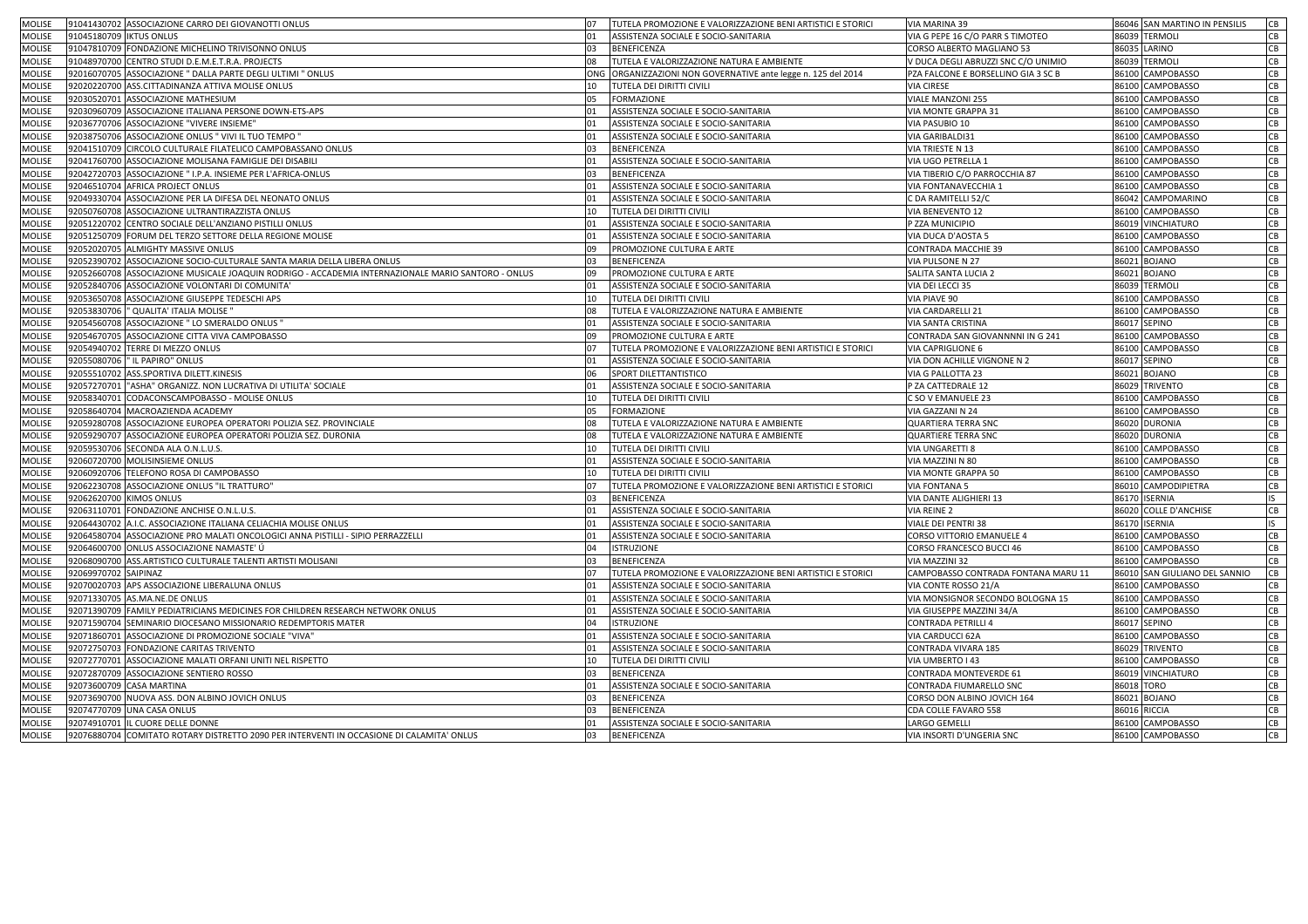| | | | | | | | | |
|---|---|---|---|---|---|---|---|---|
| MOLISE | 91041430702 | ASSOCIAZIONE CARRO DEI GIOVANOTTI ONLUS | 07 | TUTELA PROMOZIONE E VALORIZZAZIONE BENI ARTISTICI E STORICI | VIA MARINA 39 | 86046 | SAN MARTINO IN PENSILIS | CB |
| MOLISE | 91045180709 | IKTUS ONLUS | 01 | ASSISTENZA SOCIALE E SOCIO-SANITARIA | VIA G PEPE 16 C/O PARR S TIMOTEO | 86039 | TERMOLI | CB |
| MOLISE | 91047810709 | FONDAZIONE MICHELINO TRIVISONNO ONLUS | 03 | BENEFICENZA | CORSO ALBERTO MAGLIANO 53 | 86035 | LARINO | CB |
| MOLISE | 91048970700 | CENTRO STUDI D.E.M.E.T.R.A. PROJECTS | 08 | TUTELA E VALORIZZAZIONE NATURA E AMBIENTE | V DUCA DEGLI ABRUZZI SNC C/O UNIMIO | 86039 | TERMOLI | CB |
| MOLISE | 92016070705 | ASSOCIAZIONE " DALLA PARTE DEGLI ULTIMI " ONLUS | ONG | ORGANIZZAZIONI NON GOVERNATIVE ante legge n. 125 del 2014 | PZA FALCONE E BORSELLINO GIA 3 SC B | 86100 | CAMPOBASSO | CB |
| MOLISE | 92020220700 | ASS.CITTADINANZA ATTIVA MOLISE ONLUS | 10 | TUTELA DEI DIRITTI CIVILI | VIA CIRESE | 86100 | CAMPOBASSO | CB |
| MOLISE | 92030520701 | ASSOCIAZIONE MATHESIUM | 05 | FORMAZIONE | VIALE MANZONI 255 | 86100 | CAMPOBASSO | CB |
| MOLISE | 92030960709 | ASSOCIAZIONE ITALIANA PERSONE DOWN-ETS-APS | 01 | ASSISTENZA SOCIALE E SOCIO-SANITARIA | VIA MONTE GRAPPA 31 | 86100 | CAMPOBASSO | CB |
| MOLISE | 92036770706 | ASSOCIAZIONE "VIVERE INSIEME" | 01 | ASSISTENZA SOCIALE E SOCIO-SANITARIA | VIA PASUBIO 10 | 86100 | CAMPOBASSO | CB |
| MOLISE | 92038750706 | ASSOCIAZIONE ONLUS " VIVI IL TUO TEMPO " | 01 | ASSISTENZA SOCIALE E SOCIO-SANITARIA | VIA GARIBALDI31 | 86100 | CAMPOBASSO | CB |
| MOLISE | 92041510709 | CIRCOLO CULTURALE FILATELICO CAMPOBASSANO ONLUS | 03 | BENEFICENZA | VIA TRIESTE N 13 | 86100 | CAMPOBASSO | CB |
| MOLISE | 92041760700 | ASSOCIAZIONE MOLISANA FAMIGLIE DEI DISABILI | 01 | ASSISTENZA SOCIALE E SOCIO-SANITARIA | VIA UGO PETRELLA 1 | 86100 | CAMPOBASSO | CB |
| MOLISE | 92042720703 | ASSOCIAZIONE " I.P.A. INSIEME PER L'AFRICA-ONLUS | 03 | BENEFICENZA | VIA TIBERIO C/O PARROCCHIA 87 | 86100 | CAMPOBASSO | CB |
| MOLISE | 92046510704 | AFRICA PROJECT ONLUS | 01 | ASSISTENZA SOCIALE E SOCIO-SANITARIA | VIA FONTANAVECCHIA 1 | 86100 | CAMPOBASSO | CB |
| MOLISE | 92049330704 | ASSOCIAZIONE PER LA DIFESA DEL NEONATO ONLUS | 01 | ASSISTENZA SOCIALE E SOCIO-SANITARIA | C DA RAMITELLI 52/C | 86042 | CAMPOMARINO | CB |
| MOLISE | 92050760708 | ASSOCIAZIONE ULTRANTIRAZZISTA ONLUS | 10 | TUTELA DEI DIRITTI CIVILI | VIA BENEVENTO 12 | 86100 | CAMPOBASSO | CB |
| MOLISE | 92051220702 | CENTRO SOCIALE DELL'ANZIANO PISTILLI ONLUS | 01 | ASSISTENZA SOCIALE E SOCIO-SANITARIA | P ZZA MUNICIPIO | 86019 | VINCHIATURO | CB |
| MOLISE | 92051250709 | FORUM DEL TERZO SETTORE DELLA REGIONE MOLISE | 01 | ASSISTENZA SOCIALE E SOCIO-SANITARIA | VIA DUCA D'AOSTA 5 | 86100 | CAMPOBASSO | CB |
| MOLISE | 92052020705 | ALMIGHTY MASSIVE ONLUS | 09 | PROMOZIONE CULTURA E ARTE | CONTRADA MACCHIE 39 | 86100 | CAMPOBASSO | CB |
| MOLISE | 92052390702 | ASSOCIAZIONE SOCIO-CULTURALE SANTA MARIA DELLA LIBERA ONLUS | 03 | BENEFICENZA | VIA PULSONE N 27 | 86021 | BOJANO | CB |
| MOLISE | 92052660708 | ASSOCIAZIONE MUSICALE JOAQUIN RODRIGO - ACCADEMIA INTERNAZIONALE MARIO SANTORO - ONLUS | 09 | PROMOZIONE CULTURA E ARTE | SALITA SANTA LUCIA 2 | 86021 | BOJANO | CB |
| MOLISE | 92052840706 | ASSOCIAZIONE VOLONTARI DI COMUNITA' | 01 | ASSISTENZA SOCIALE E SOCIO-SANITARIA | VIA DEI LECCI 35 | 86039 | TERMOLI | CB |
| MOLISE | 92053650708 | ASSOCIAZIONE GIUSEPPE TEDESCHI APS | 10 | TUTELA DEI DIRITTI CIVILI | VIA PIAVE 90 | 86100 | CAMPOBASSO | CB |
| MOLISE | 92053830706 | " QUALITA' ITALIA MOLISE " | 08 | TUTELA E VALORIZZAZIONE NATURA E AMBIENTE | VIA CARDARELLI 21 | 86100 | CAMPOBASSO | CB |
| MOLISE | 92054560708 | ASSOCIAZIONE " LO SMERALDO ONLUS " | 01 | ASSISTENZA SOCIALE E SOCIO-SANITARIA | VIA SANTA CRISTINA | 86017 | SEPINO | CB |
| MOLISE | 92054670705 | ASSOCIAZIONE CITTA VIVA CAMPOBASSO | 09 | PROMOZIONE CULTURA E ARTE | CONTRADA SAN GIOVANNNNI IN G 241 | 86100 | CAMPOBASSO | CB |
| MOLISE | 92054940702 | TERRE DI MEZZO ONLUS | 07 | TUTELA PROMOZIONE E VALORIZZAZIONE BENI ARTISTICI E STORICI | VIA CAPRIGLIONE 6 | 86100 | CAMPOBASSO | CB |
| MOLISE | 92055080706 | " IL PAPIRO" ONLUS | 01 | ASSISTENZA SOCIALE E SOCIO-SANITARIA | VIA DON ACHILLE VIGNONE N 2 | 86017 | SEPINO | CB |
| MOLISE | 92055510702 | ASS.SPORTIVA DILETT.KINESIS | 06 | SPORT DILETTANTISTICO | VIA G PALLOTTA 23 | 86021 | BOJANO | CB |
| MOLISE | 92057270701 | "ASHA" ORGANIZZ. NON LUCRATIVA DI UTILITA' SOCIALE | 01 | ASSISTENZA SOCIALE E SOCIO-SANITARIA | P ZA CATTEDRALE 12 | 86029 | TRIVENTO | CB |
| MOLISE | 92058340701 | CODACONSCAMPOBASSO - MOLISE ONLUS | 10 | TUTELA DEI DIRITTI CIVILI | C SO V EMANUELE 23 | 86100 | CAMPOBASSO | CB |
| MOLISE | 92058640704 | MACROAZIENDA ACADEMY | 05 | FORMAZIONE | VIA GAZZANI N 24 | 86100 | CAMPOBASSO | CB |
| MOLISE | 92059280708 | ASSOCIAZIONE EUROPEA OPERATORI POLIZIA SEZ. PROVINCIALE | 08 | TUTELA E VALORIZZAZIONE NATURA E AMBIENTE | QUARTIERA TERRA SNC | 86020 | DURONIA | CB |
| MOLISE | 92059290707 | ASSOCIAZIONE EUROPEA OPERATORI POLIZIA SEZ. DURONIA | 08 | TUTELA E VALORIZZAZIONE NATURA E AMBIENTE | QUARTIERE TERRA SNC | 86020 | DURONIA | CB |
| MOLISE | 92059530706 | SECONDA ALA O.N.L.U.S. | 10 | TUTELA DEI DIRITTI CIVILI | VIA UNGARETTI 8 | 86100 | CAMPOBASSO | CB |
| MOLISE | 92060720700 | MOLISINSIEME ONLUS | 01 | ASSISTENZA SOCIALE E SOCIO-SANITARIA | VIA MAZZINI N 80 | 86100 | CAMPOBASSO | CB |
| MOLISE | 92060920706 | TELEFONO ROSA DI CAMPOBASSO | 10 | TUTELA DEI DIRITTI CIVILI | VIA MONTE GRAPPA 50 | 86100 | CAMPOBASSO | CB |
| MOLISE | 92062230708 | ASSOCIAZIONE ONLUS "IL TRATTURO" | 07 | TUTELA PROMOZIONE E VALORIZZAZIONE BENI ARTISTICI E STORICI | VIA FONTANA 5 | 86010 | CAMPODIPIETRA | CB |
| MOLISE | 92062620700 | KIMOS ONLUS | 03 | BENEFICENZA | VIA DANTE ALIGHIERI 13 | 86170 | ISERNIA | IS |
| MOLISE | 92063110701 | FONDAZIONE ANCHISE O.N.L.U.S. | 01 | ASSISTENZA SOCIALE E SOCIO-SANITARIA | VIA REINE 2 | 86020 | COLLE D'ANCHISE | CB |
| MOLISE | 92064430702 | A.I.C. ASSOCIAZIONE ITALIANA CELIACHIA MOLISE ONLUS | 01 | ASSISTENZA SOCIALE E SOCIO-SANITARIA | VIALE DEI PENTRI 38 | 86170 | ISERNIA | IS |
| MOLISE | 92064580704 | ASSOCIAZIONE PRO MALATI ONCOLOGICI ANNA PISTILLI - SIPIO PERRAZZELLI | 01 | ASSISTENZA SOCIALE E SOCIO-SANITARIA | CORSO VITTORIO EMANUELE 4 | 86100 | CAMPOBASSO | CB |
| MOLISE | 92064600700 | ONLUS ASSOCIAZIONE NAMASTE' Ú | 04 | ISTRUZIONE | CORSO FRANCESCO BUCCI 46 | 86100 | CAMPOBASSO | CB |
| MOLISE | 92068090700 | ASS.ARTISTICO CULTURALE TALENTI ARTISTI MOLISANI | 03 | BENEFICENZA | VIA MAZZINI 32 | 86100 | CAMPOBASSO | CB |
| MOLISE | 92069970702 | SAIPINAZ | 07 | TUTELA PROMOZIONE E VALORIZZAZIONE BENI ARTISTICI E STORICI | CAMPOBASSO CONTRADA FONTANA MARU 11 | 86010 | SAN GIULIANO DEL SANNIO | CB |
| MOLISE | 92070020703 | APS ASSOCIAZIONE LIBERALUNA ONLUS | 01 | ASSISTENZA SOCIALE E SOCIO-SANITARIA | VIA CONTE ROSSO 21/A | 86100 | CAMPOBASSO | CB |
| MOLISE | 92071330705 | AS.MA.NE.DE ONLUS | 01 | ASSISTENZA SOCIALE E SOCIO-SANITARIA | VIA MONSIGNOR SECONDO BOLOGNA 15 | 86100 | CAMPOBASSO | CB |
| MOLISE | 92071390709 | FAMILY PEDIATRICIANS MEDICINES FOR CHILDREN RESEARCH NETWORK ONLUS | 01 | ASSISTENZA SOCIALE E SOCIO-SANITARIA | VIA GIUSEPPE MAZZINI 34/A | 86100 | CAMPOBASSO | CB |
| MOLISE | 92071590704 | SEMINARIO DIOCESANO MISSIONARIO REDEMPTORIS MATER | 04 | ISTRUZIONE | CONTRADA PETRILLI 4 | 86017 | SEPINO | CB |
| MOLISE | 92071860701 | ASSOCIAZIONE DI PROMOZIONE SOCIALE "VIVA" | 01 | ASSISTENZA SOCIALE E SOCIO-SANITARIA | VIA CARDUCCI 62A | 86100 | CAMPOBASSO | CB |
| MOLISE | 92072750703 | FONDAZIONE CARITAS TRIVENTO | 01 | ASSISTENZA SOCIALE E SOCIO-SANITARIA | CONTRADA VIVARA 185 | 86029 | TRIVENTO | CB |
| MOLISE | 92072770701 | ASSOCIAZIONE MALATI ORFANI UNITI NEL RISPETTO | 10 | TUTELA DEI DIRITTI CIVILI | VIA UMBERTO I 43 | 86100 | CAMPOBASSO | CB |
| MOLISE | 92072870709 | ASSOCIAZIONE SENTIERO ROSSO | 03 | BENEFICENZA | CONTRADA MONTEVERDE 61 | 86019 | VINCHIATURO | CB |
| MOLISE | 92073600709 | CASA MARTINA | 01 | ASSISTENZA SOCIALE E SOCIO-SANITARIA | CONTRADA FIUMARELLO SNC | 86018 | TORO | CB |
| MOLISE | 92073690700 | NUOVA ASS. DON ALBINO JOVICH ONLUS | 03 | BENEFICENZA | CORSO DON ALBINO JOVICH 164 | 86021 | BOJANO | CB |
| MOLISE | 92074770709 | UNA CASA ONLUS | 03 | BENEFICENZA | CDA COLLE FAVARO 558 | 86016 | RICCIA | CB |
| MOLISE | 92074910701 | IL CUORE DELLE DONNE | 01 | ASSISTENZA SOCIALE E SOCIO-SANITARIA | LARGO GEMELLI | 86100 | CAMPOBASSO | CB |
| MOLISE | 92076880704 | COMITATO ROTARY DISTRETTO 2090 PER INTERVENTI IN OCCASIONE DI CALAMITA' ONLUS | 03 | BENEFICENZA | VIA INSORTI D'UNGERIA SNC | 86100 | CAMPOBASSO | CB |